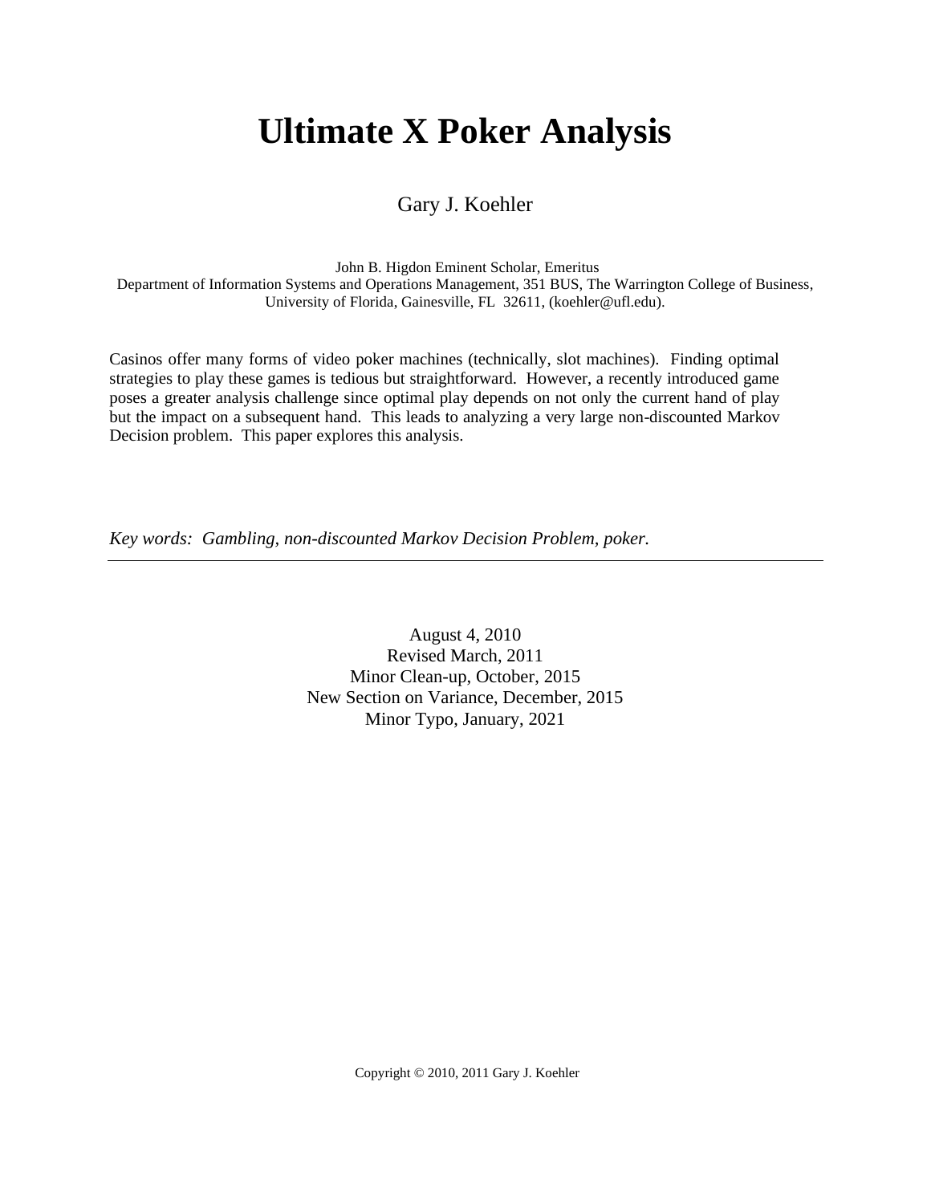# Ultimate X Poker Analysis

Gary J. Koehler

John B. Higdon Eminent Scholar, Emeritus
Department of Information Systems and Operations Management, 351 BUS, The Warrington College of Business, University of Florida, Gainesville, FL 32611, (koehler@ufl.edu).

Casinos offer many forms of video poker machines (technically, slot machines). Finding optimal strategies to play these games is tedious but straightforward. However, a recently introduced game poses a greater analysis challenge since optimal play depends on not only the current hand of play but the impact on a subsequent hand. This leads to analyzing a very large non-discounted Markov Decision problem. This paper explores this analysis.

*Key words: Gambling, non-discounted Markov Decision Problem, poker.*

---

August 4, 2010
Revised March, 2011
Minor Clean-up, October, 2015
New Section on Variance, December, 2015
Minor Typo, January, 2021

Copyright © 2010, 2011 Gary J. Koehler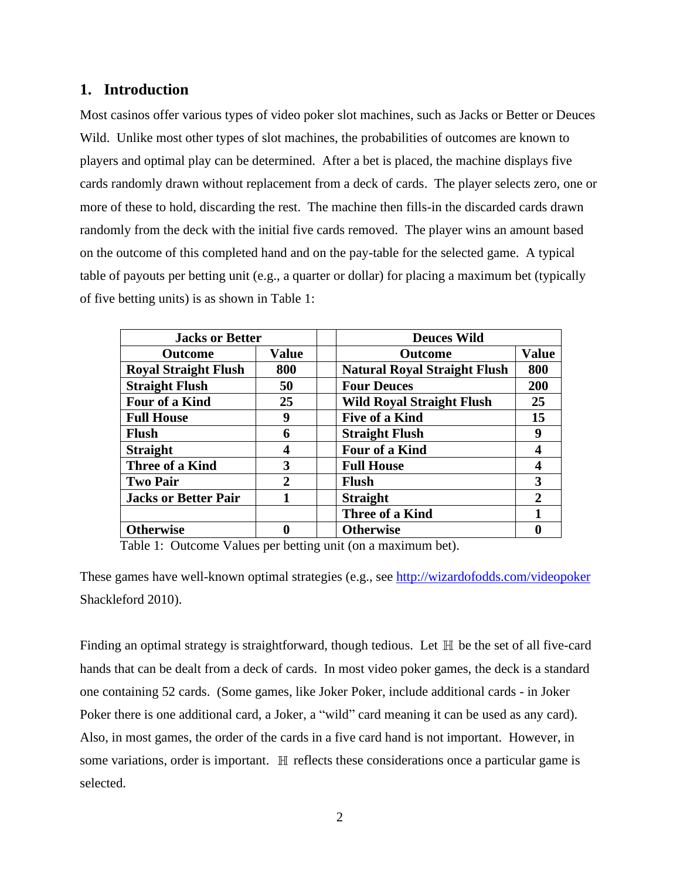## 1. Introduction

Most casinos offer various types of video poker slot machines, such as Jacks or Better or Deuces Wild. Unlike most other types of slot machines, the probabilities of outcomes are known to players and optimal play can be determined. After a bet is placed, the machine displays five cards randomly drawn without replacement from a deck of cards. The player selects zero, one or more of these to hold, discarding the rest. The machine then fills-in the discarded cards drawn randomly from the deck with the initial five cards removed. The player wins an amount based on the outcome of this completed hand and on the pay-table for the selected game. A typical table of payouts per betting unit (e.g., a quarter or dollar) for placing a maximum bet (typically of five betting units) is as shown in Table 1:

| **Jacks or Better** | | | **Deuces Wild** | |
|---|---|---|---|---|
| **Outcome** | **Value** | | **Outcome** | **Value** |
| **Royal Straight Flush** | **800** | | **Natural Royal Straight Flush** | **800** |
| **Straight Flush** | **50** | | **Four Deuces** | **200** |
| **Four of a Kind** | **25** | | **Wild Royal Straight Flush** | **25** |
| **Full House** | **9** | | **Five of a Kind** | **15** |
| **Flush** | **6** | | **Straight Flush** | **9** |
| **Straight** | **4** | | **Four of a Kind** | **4** |
| **Three of a Kind** | **3** | | **Full House** | **4** |
| **Two Pair** | **2** | | **Flush** | **3** |
| **Jacks or Better Pair** | **1** | | **Straight** | **2** |
| | | | **Three of a Kind** | **1** |
| **Otherwise** | **0** | | **Otherwise** | **0** |

Table 1: Outcome Values per betting unit (on a maximum bet).

These games have well-known optimal strategies (e.g., see http://wizardofodds.com/videopoker Shackleford 2010).

Finding an optimal strategy is straightforward, though tedious. Let $\mathbb{H}$ be the set of all five-card hands that can be dealt from a deck of cards. In most video poker games, the deck is a standard one containing 52 cards. (Some games, like Joker Poker, include additional cards - in Joker Poker there is one additional card, a Joker, a "wild" card meaning it can be used as any card). Also, in most games, the order of the cards in a five card hand is not important. However, in some variations, order is important. $\mathbb{H}$ reflects these considerations once a particular game is selected.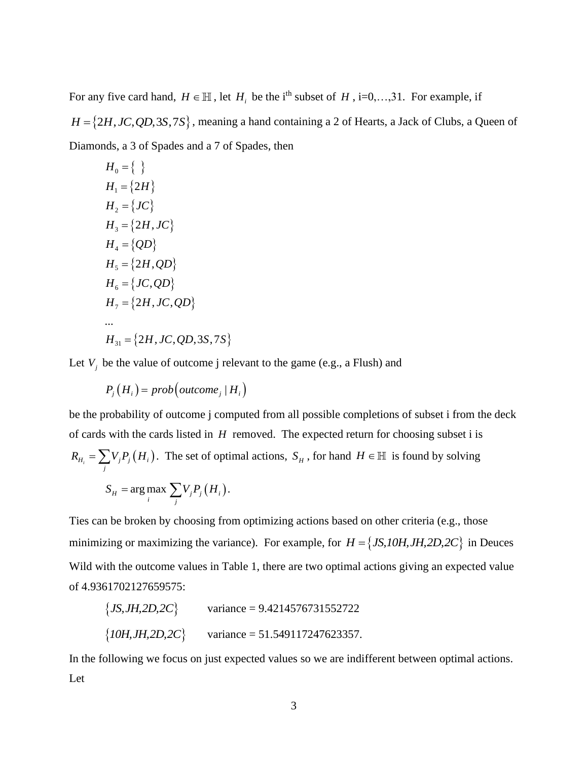For any five card hand, $H \in \mathbb{H}$, let $H_i$ be the i[th] subset of $H$, i=0,…,31. For example, if $H = \{2H, JC, QD, 3S, 7S\}$, meaning a hand containing a 2 of Hearts, a Jack of Clubs, a Queen of Diamonds, a 3 of Spades and a 7 of Spades, then

$$
\begin{aligned}
&H_0 = \{\ \} \\
&H_1 = \{2H\} \\
&H_2 = \{JC\} \\
&H_3 = \{2H, JC\} \\
&H_4 = \{QD\} \\
&H_5 = \{2H, QD\} \\
&H_6 = \{JC, QD\} \\
&H_7 = \{2H, JC, QD\} \\
&\ldots \\
&H_{31} = \{2H, JC, QD, 3S, 7S\}
\end{aligned}
$$

Let $V_j$ be the value of outcome j relevant to the game (e.g., a Flush) and

$$P_j\left(H_i\right) = prob\left(outcome_j \mid H_i\right)$$

be the probability of outcome j computed from all possible completions of subset i from the deck of cards with the cards listed in $H$ removed. The expected return for choosing subset i is $R_{H_i} = \sum_j V_j P_j\left(H_i\right)$. The set of optimal actions, $S_H$, for hand $H \in \mathbb{H}$ is found by solving

$$S_H = \arg\max_i \sum_j V_j P_j\left(H_i\right).$$

Ties can be broken by choosing from optimizing actions based on other criteria (e.g., those minimizing or maximizing the variance). For example, for $H = \{JS, 10H, JH, 2D, 2C\}$ in Deuces Wild with the outcome values in Table 1, there are two optimal actions giving an expected value of 4.9361702127659575:

$\{JS, JH, 2D, 2C\}$ variance = 9.4214576731552722

$\{10H, JH, 2D, 2C\}$ variance = 51.549117247623357.

In the following we focus on just expected values so we are indifferent between optimal actions. Let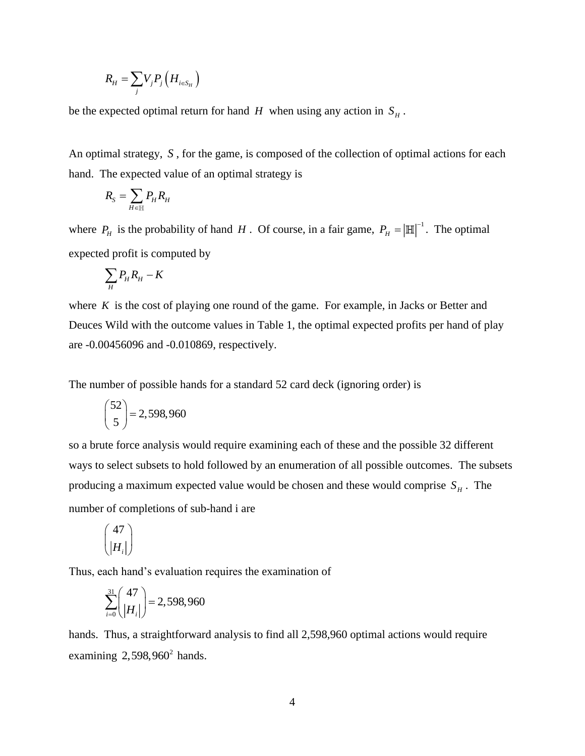$$R_H = \sum_j V_j P_j \left( H_{i \in S_H} \right)$$

be the expected optimal return for hand $H$ when using any action in $S_H$.

An optimal strategy, $S$, for the game, is composed of the collection of optimal actions for each hand. The expected value of an optimal strategy is

$$R_S = \sum_{H \in \mathbb{H}} P_H R_H$$

where $P_H$ is the probability of hand $H$. Of course, in a fair game, $P_H = |\mathbb{H}|^{-1}$. The optimal expected profit is computed by

$$\sum_H P_H R_H - K$$

where $K$ is the cost of playing one round of the game. For example, in Jacks or Better and Deuces Wild with the outcome values in Table 1, the optimal expected profits per hand of play are -0.00456096 and -0.010869, respectively.

The number of possible hands for a standard 52 card deck (ignoring order) is

$$\binom{52}{5} = 2{,}598{,}960$$

so a brute force analysis would require examining each of these and the possible 32 different ways to select subsets to hold followed by an enumeration of all possible outcomes. The subsets producing a maximum expected value would be chosen and these would comprise $S_H$. The number of completions of sub-hand i are

$$\binom{47}{|H_i|}$$

Thus, each hand's evaluation requires the examination of

$$\sum_{i=0}^{31} \binom{47}{|H_i|} = 2{,}598{,}960$$

hands. Thus, a straightforward analysis to find all 2,598,960 optimal actions would require examining $2{,}598{,}960^2$ hands.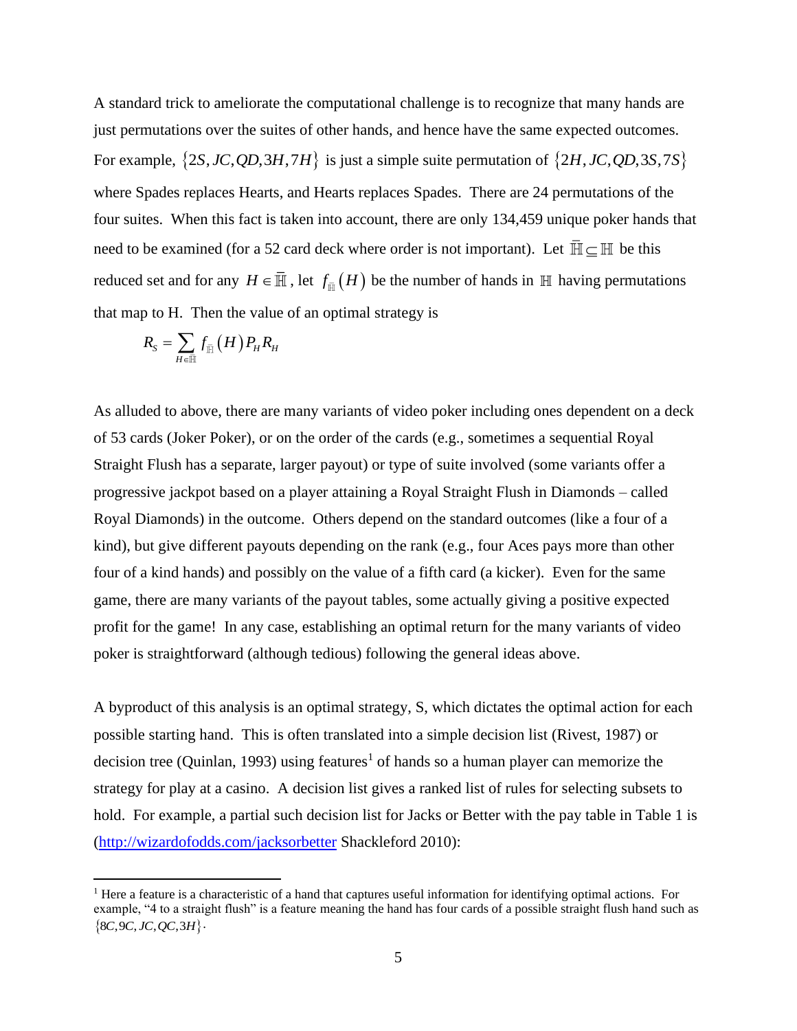A standard trick to ameliorate the computational challenge is to recognize that many hands are just permutations over the suites of other hands, and hence have the same expected outcomes. For example, $\{2S, JC, QD, 3H, 7H\}$ is just a simple suite permutation of $\{2H, JC, QD, 3S, 7S\}$ where Spades replaces Hearts, and Hearts replaces Spades. There are 24 permutations of the four suites. When this fact is taken into account, there are only 134,459 unique poker hands that need to be examined (for a 52 card deck where order is not important). Let $\bar{\mathbb{H}} \subseteq \mathbb{H}$ be this reduced set and for any $H \in \bar{\mathbb{H}}$, let $f_{\bar{\mathbb{H}}}(H)$ be the number of hands in $\mathbb{H}$ having permutations that map to H. Then the value of an optimal strategy is

$$R_S = \sum_{H \in \bar{\mathbb{H}}} f_{\bar{\mathbb{H}}}(H) P_H R_H$$

As alluded to above, there are many variants of video poker including ones dependent on a deck of 53 cards (Joker Poker), or on the order of the cards (e.g., sometimes a sequential Royal Straight Flush has a separate, larger payout) or type of suite involved (some variants offer a progressive jackpot based on a player attaining a Royal Straight Flush in Diamonds – called Royal Diamonds) in the outcome. Others depend on the standard outcomes (like a four of a kind), but give different payouts depending on the rank (e.g., four Aces pays more than other four of a kind hands) and possibly on the value of a fifth card (a kicker). Even for the same game, there are many variants of the payout tables, some actually giving a positive expected profit for the game! In any case, establishing an optimal return for the many variants of video poker is straightforward (although tedious) following the general ideas above.

A byproduct of this analysis is an optimal strategy, S, which dictates the optimal action for each possible starting hand. This is often translated into a simple decision list (Rivest, 1987) or decision tree (Quinlan, 1993) using features[1] of hands so a human player can memorize the strategy for play at a casino. A decision list gives a ranked list of rules for selecting subsets to hold. For example, a partial such decision list for Jacks or Better with the pay table in Table 1 is ([http://wizardofodds.com/jacksorbetter](http://wizardofodds.com/jacksorbetter) Shackleford 2010):

---

[1] Here a feature is a characteristic of a hand that captures useful information for identifying optimal actions. For example, "4 to a straight flush" is a feature meaning the hand has four cards of a possible straight flush hand such as $\{8C, 9C, JC, QC, 3H\}$.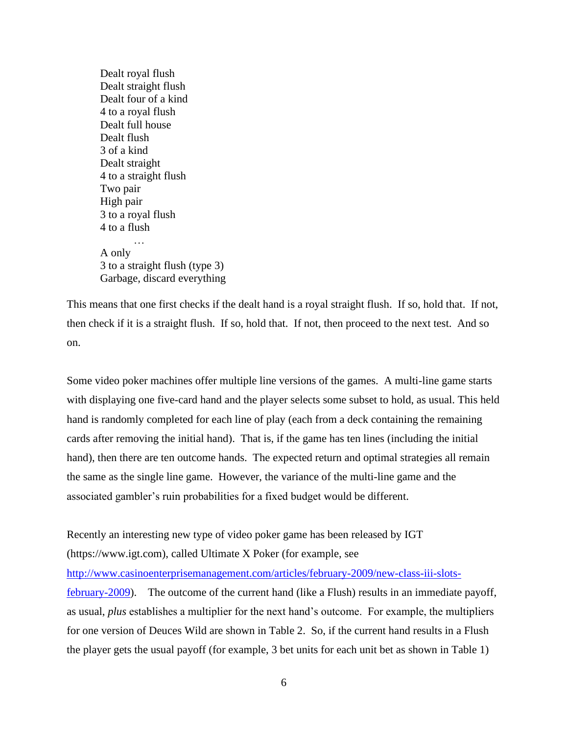Dealt royal flush
Dealt straight flush
Dealt four of a kind
4 to a royal flush
Dealt full house
Dealt flush
3 of a kind
Dealt straight
4 to a straight flush
Two pair
High pair
3 to a royal flush
4 to a flush
…
A only
3 to a straight flush (type 3)
Garbage, discard everything

This means that one first checks if the dealt hand is a royal straight flush. If so, hold that. If not, then check if it is a straight flush. If so, hold that. If not, then proceed to the next test. And so on.

Some video poker machines offer multiple line versions of the games. A multi-line game starts with displaying one five-card hand and the player selects some subset to hold, as usual. This held hand is randomly completed for each line of play (each from a deck containing the remaining cards after removing the initial hand). That is, if the game has ten lines (including the initial hand), then there are ten outcome hands. The expected return and optimal strategies all remain the same as the single line game. However, the variance of the multi-line game and the associated gambler's ruin probabilities for a fixed budget would be different.

Recently an interesting new type of video poker game has been released by IGT (https://www.igt.com), called Ultimate X Poker (for example, see [http://www.casinoenterprisemanagement.com/articles/february-2009/new-class-iii-slots-february-2009](http://www.casinoenterprisemanagement.com/articles/february-2009/new-class-iii-slots-february-2009)). The outcome of the current hand (like a Flush) results in an immediate payoff, as usual, *plus* establishes a multiplier for the next hand's outcome. For example, the multipliers for one version of Deuces Wild are shown in Table 2. So, if the current hand results in a Flush the player gets the usual payoff (for example, 3 bet units for each unit bet as shown in Table 1)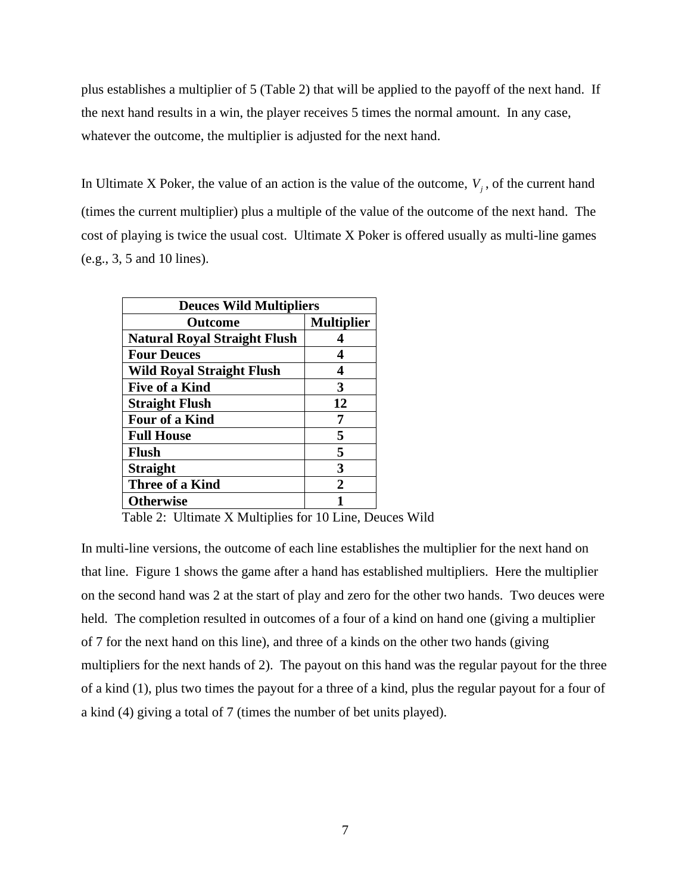plus establishes a multiplier of 5 (Table 2) that will be applied to the payoff of the next hand. If the next hand results in a win, the player receives 5 times the normal amount. In any case, whatever the outcome, the multiplier is adjusted for the next hand.

In Ultimate X Poker, the value of an action is the value of the outcome, $V_j$, of the current hand (times the current multiplier) plus a multiple of the value of the outcome of the next hand. The cost of playing is twice the usual cost. Ultimate X Poker is offered usually as multi-line games (e.g., 3, 5 and 10 lines).

| **Deuces Wild Multipliers** | |
|---|---|
| **Outcome** | **Multiplier** |
| **Natural Royal Straight Flush** | **4** |
| **Four Deuces** | **4** |
| **Wild Royal Straight Flush** | **4** |
| **Five of a Kind** | **3** |
| **Straight Flush** | **12** |
| **Four of a Kind** | **7** |
| **Full House** | **5** |
| **Flush** | **5** |
| **Straight** | **3** |
| **Three of a Kind** | **2** |
| **Otherwise** | **1** |

Table 2: Ultimate X Multiplies for 10 Line, Deuces Wild

In multi-line versions, the outcome of each line establishes the multiplier for the next hand on that line. Figure 1 shows the game after a hand has established multipliers. Here the multiplier on the second hand was 2 at the start of play and zero for the other two hands. Two deuces were held. The completion resulted in outcomes of a four of a kind on hand one (giving a multiplier of 7 for the next hand on this line), and three of a kinds on the other two hands (giving multipliers for the next hands of 2). The payout on this hand was the regular payout for the three of a kind (1), plus two times the payout for a three of a kind, plus the regular payout for a four of a kind (4) giving a total of 7 (times the number of bet units played).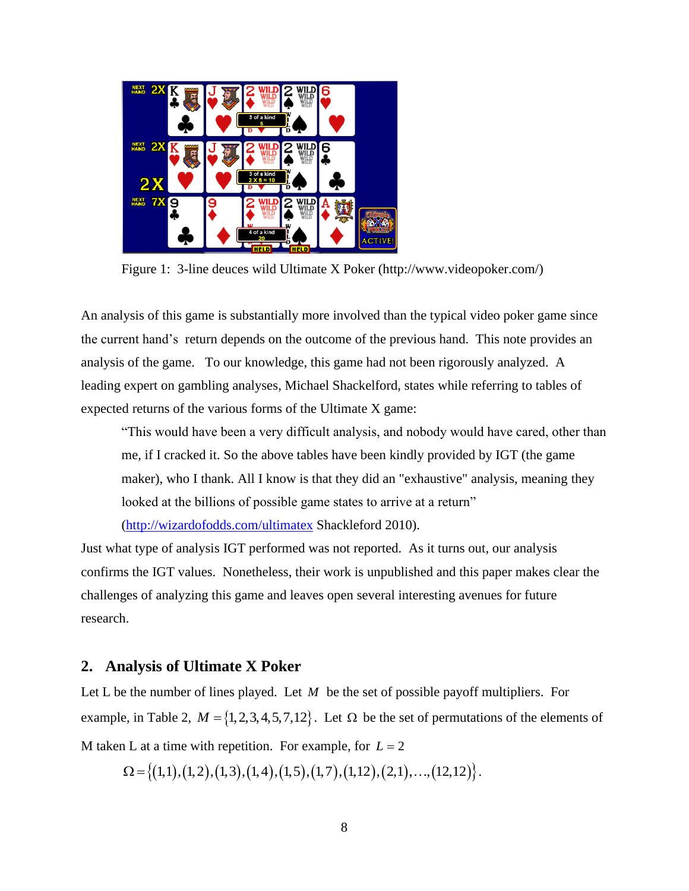Figure 1: 3-line deuces wild Ultimate X Poker (http://www.videopoker.com/)

An analysis of this game is substantially more involved than the typical video poker game since the current hand's return depends on the outcome of the previous hand. This note provides an analysis of the game. To our knowledge, this game had not been rigorously analyzed. A leading expert on gambling analyses, Michael Shackelford, states while referring to tables of expected returns of the various forms of the Ultimate X game:

> "This would have been a very difficult analysis, and nobody would have cared, other than me, if I cracked it. So the above tables have been kindly provided by IGT (the game maker), who I thank. All I know is that they did an "exhaustive" analysis, meaning they looked at the billions of possible game states to arrive at a return" ([http://wizardofodds.com/ultimatex](http://wizardofodds.com/ultimatex) Shackleford 2010).

Just what type of analysis IGT performed was not reported. As it turns out, our analysis confirms the IGT values. Nonetheless, their work is unpublished and this paper makes clear the challenges of analyzing this game and leaves open several interesting avenues for future research.

## 2. Analysis of Ultimate X Poker

Let L be the number of lines played. Let $M$ be the set of possible payoff multipliers. For example, in Table 2, $M = \{1,2,3,4,5,7,12\}$. Let $\Omega$ be the set of permutations of the elements of M taken L at a time with repetition. For example, for $L = 2$

$$\Omega = \{(1,1),(1,2),(1,3),(1,4),(1,5),(1,7),(1,12),(2,1),\ldots,(12,12)\}.$$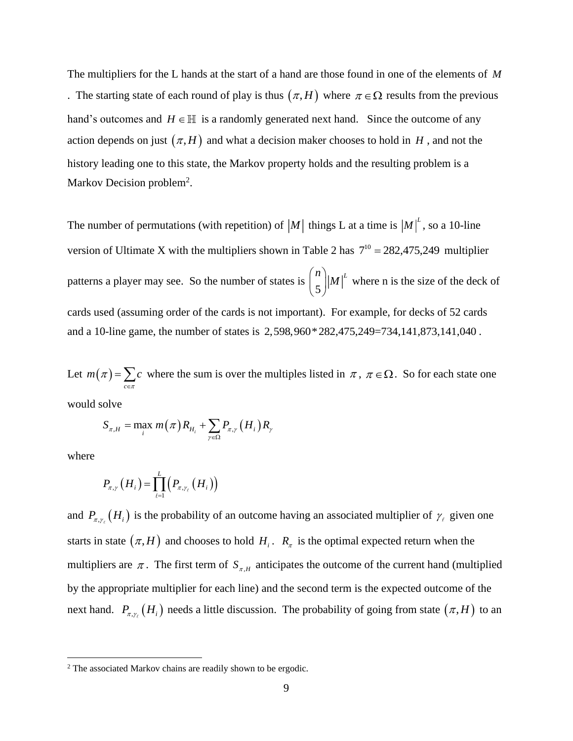The multipliers for the L hands at the start of a hand are those found in one of the elements of $M$. The starting state of each round of play is thus $(\pi, H)$ where $\pi \in \Omega$ results from the previous hand's outcomes and $H \in \mathbb{H}$ is a randomly generated next hand. Since the outcome of any action depends on just $(\pi, H)$ and what a decision maker chooses to hold in $H$, and not the history leading one to this state, the Markov property holds and the resulting problem is a Markov Decision problem[2].

The number of permutations (with repetition) of $|M|$ things L at a time is $|M|^L$, so a 10-line version of Ultimate X with the multipliers shown in Table 2 has $7^{10} = 282{,}475{,}249$ multiplier patterns a player may see. So the number of states is $\binom{n}{5}|M|^L$ where n is the size of the deck of cards used (assuming order of the cards is not important). For example, for decks of 52 cards and a 10-line game, the number of states is $2{,}598{,}960 * 282{,}475{,}249 = 734{,}141{,}873{,}141{,}040$.

Let $m(\pi) = \sum_{c \in \pi} c$ where the sum is over the multiples listed in $\pi$, $\pi \in \Omega$. So for each state one would solve

$$S_{\pi,H} = \max_i m(\pi) R_{H_i} + \sum_{\gamma \in \Omega} P_{\pi,\gamma}(H_i) R_\gamma$$

where

$$P_{\pi,\gamma}(H_i) = \prod_{\ell=1}^{L} \left( P_{\pi,\gamma_\ell}(H_i) \right)$$

and $P_{\pi,\gamma_\ell}(H_i)$ is the probability of an outcome having an associated multiplier of $\gamma_\ell$ given one starts in state $(\pi, H)$ and chooses to hold $H_i$. $R_\pi$ is the optimal expected return when the multipliers are $\pi$. The first term of $S_{\pi,H}$ anticipates the outcome of the current hand (multiplied by the appropriate multiplier for each line) and the second term is the expected outcome of the next hand. $P_{\pi,\gamma_\ell}(H_i)$ needs a little discussion. The probability of going from state $(\pi, H)$ to an

[2] The associated Markov chains are readily shown to be ergodic.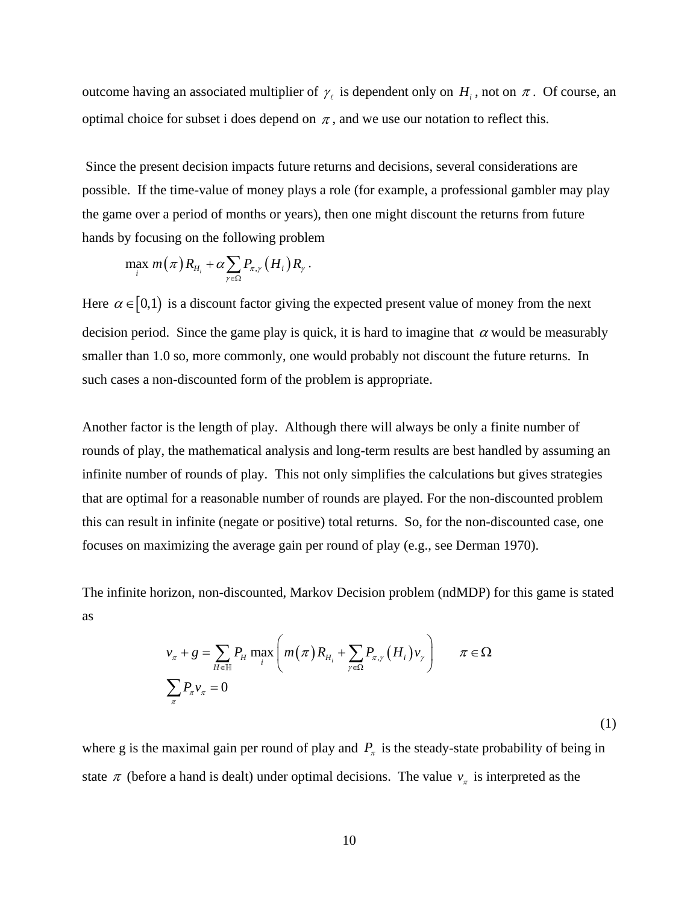outcome having an associated multiplier of $\gamma_\ell$ is dependent only on $H_i$, not on $\pi$. Of course, an optimal choice for subset i does depend on $\pi$, and we use our notation to reflect this.

Since the present decision impacts future returns and decisions, several considerations are possible. If the time-value of money plays a role (for example, a professional gambler may play the game over a period of months or years), then one might discount the returns from future hands by focusing on the following problem

$$\max_i m(\pi) R_{H_i} + \alpha \sum_{\gamma \in \Omega} P_{\pi,\gamma}(H_i) R_\gamma .$$

Here $\alpha \in [0,1)$ is a discount factor giving the expected present value of money from the next decision period. Since the game play is quick, it is hard to imagine that $\alpha$ would be measurably smaller than 1.0 so, more commonly, one would probably not discount the future returns. In such cases a non-discounted form of the problem is appropriate.

Another factor is the length of play. Although there will always be only a finite number of rounds of play, the mathematical analysis and long-term results are best handled by assuming an infinite number of rounds of play. This not only simplifies the calculations but gives strategies that are optimal for a reasonable number of rounds are played. For the non-discounted problem this can result in infinite (negate or positive) total returns. So, for the non-discounted case, one focuses on maximizing the average gain per round of play (e.g., see Derman 1970).

The infinite horizon, non-discounted, Markov Decision problem (ndMDP) for this game is stated as

$$
\begin{aligned}
&v_\pi + g = \sum_{H \in \mathbb{H}} P_H \max_i \left( m(\pi) R_{H_i} + \sum_{\gamma \in \Omega} P_{\pi,\gamma}(H_i) v_\gamma \right) \qquad \pi \in \Omega \\
&\sum_\pi P_\pi v_\pi = 0
\end{aligned}
\tag{1}
$$

where g is the maximal gain per round of play and $P_\pi$ is the steady-state probability of being in state $\pi$ (before a hand is dealt) under optimal decisions. The value $v_\pi$ is interpreted as the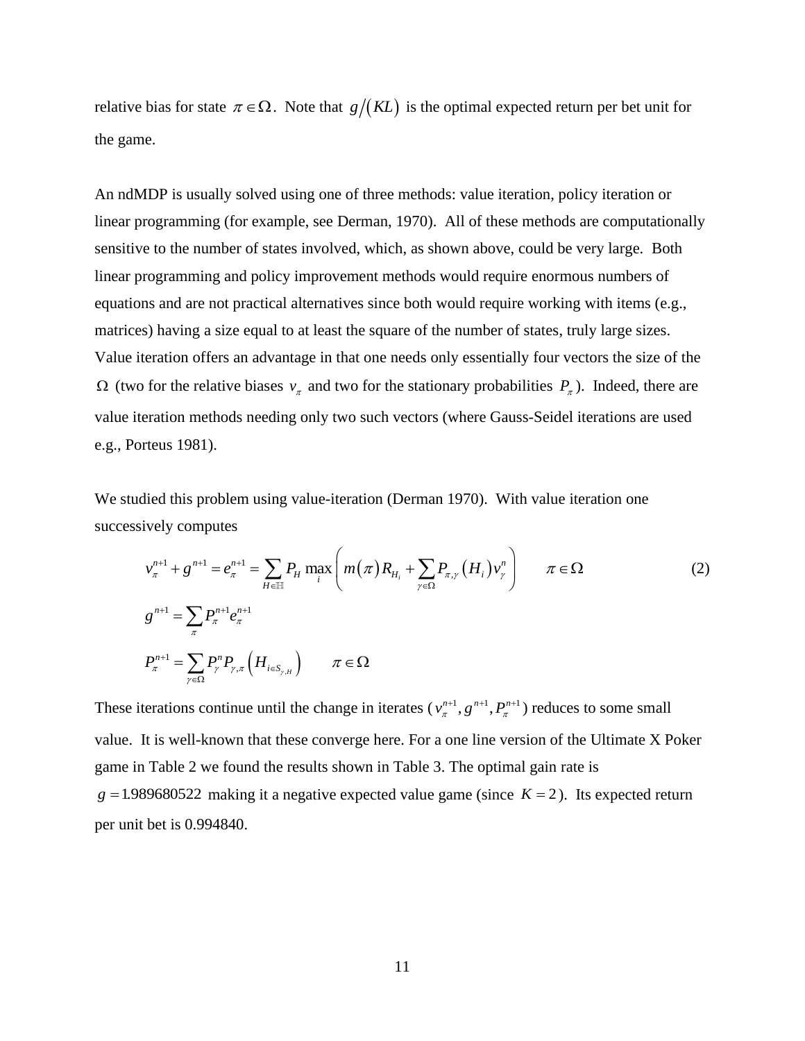relative bias for state $\pi \in \Omega$. Note that $g/(KL)$ is the optimal expected return per bet unit for the game.

An ndMDP is usually solved using one of three methods: value iteration, policy iteration or linear programming (for example, see Derman, 1970). All of these methods are computationally sensitive to the number of states involved, which, as shown above, could be very large. Both linear programming and policy improvement methods would require enormous numbers of equations and are not practical alternatives since both would require working with items (e.g., matrices) having a size equal to at least the square of the number of states, truly large sizes. Value iteration offers an advantage in that one needs only essentially four vectors the size of the $\Omega$ (two for the relative biases $v_\pi$ and two for the stationary probabilities $P_\pi$). Indeed, there are value iteration methods needing only two such vectors (where Gauss-Seidel iterations are used e.g., Porteus 1981).

We studied this problem using value-iteration (Derman 1970). With value iteration one successively computes

$$
\begin{aligned}
v_\pi^{n+1} + g^{n+1} = e_\pi^{n+1} &= \sum_{H \in \mathbb{H}} P_H \max_i \left( m(\pi) R_{H_i} + \sum_{\gamma \in \Omega} P_{\pi,\gamma}(H_i) v_\gamma^n \right) \qquad \pi \in \Omega \qquad (2) \\
g^{n+1} &= \sum_\pi P_\pi^{n+1} e_\pi^{n+1} \\
P_\pi^{n+1} &= \sum_{\gamma \in \Omega} P_\gamma^n P_{\gamma,\pi}\left( H_{i \in S_{\gamma,H}} \right) \qquad \pi \in \Omega
\end{aligned}
$$

These iterations continue until the change in iterates ($v_\pi^{n+1}, g^{n+1}, P_\pi^{n+1}$) reduces to some small value. It is well-known that these converge here. For a one line version of the Ultimate X Poker game in Table 2 we found the results shown in Table 3. The optimal gain rate is $g = 1.989680522$ making it a negative expected value game (since $K = 2$). Its expected return per unit bet is 0.994840.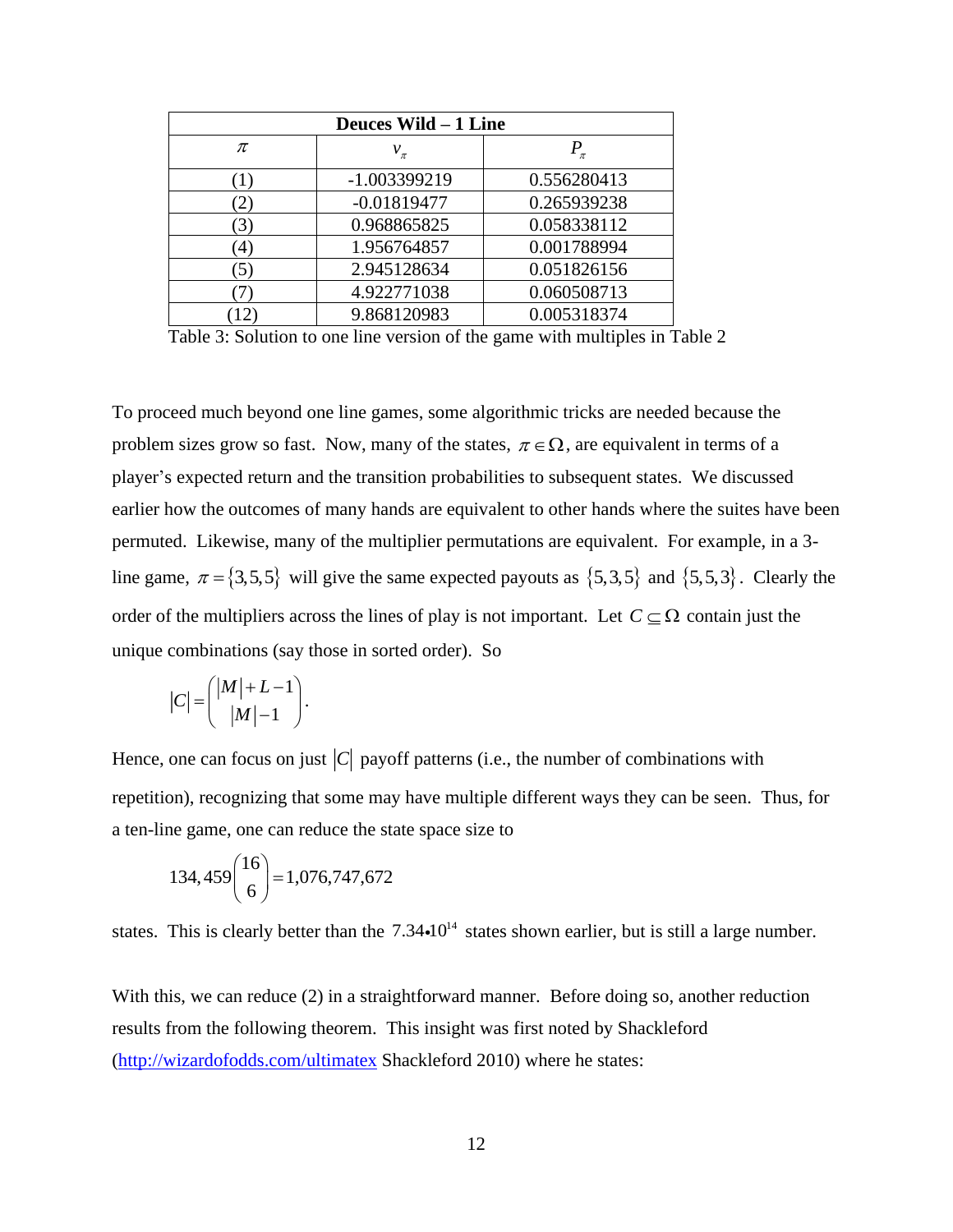| Deuces Wild – 1 Line | | |
|---|---|---|
| $\pi$ | $v_\pi$ | $P_\pi$ |
| (1) | -1.003399219 | 0.556280413 |
| (2) | -0.01819477 | 0.265939238 |
| (3) | 0.968865825 | 0.058338112 |
| (4) | 1.956764857 | 0.001788994 |
| (5) | 2.945128634 | 0.051826156 |
| (7) | 4.922771038 | 0.060508713 |
| (12) | 9.868120983 | 0.005318374 |

Table 3: Solution to one line version of the game with multiples in Table 2

To proceed much beyond one line games, some algorithmic tricks are needed because the problem sizes grow so fast. Now, many of the states, $\pi \in \Omega$, are equivalent in terms of a player's expected return and the transition probabilities to subsequent states. We discussed earlier how the outcomes of many hands are equivalent to other hands where the suites have been permuted. Likewise, many of the multiplier permutations are equivalent. For example, in a 3-line game, $\pi = \{3,5,5\}$ will give the same expected payouts as $\{5,3,5\}$ and $\{5,5,3\}$. Clearly the order of the multipliers across the lines of play is not important. Let $C \subseteq \Omega$ contain just the unique combinations (say those in sorted order). So

$$|C| = \binom{|M|+L-1}{|M|-1}.$$

Hence, one can focus on just $|C|$ payoff patterns (i.e., the number of combinations with repetition), recognizing that some may have multiple different ways they can be seen. Thus, for a ten-line game, one can reduce the state space size to

$$134,459\binom{16}{6} = 1,076,747,672$$

states. This is clearly better than the $7.34 \bullet 10^{14}$ states shown earlier, but is still a large number.

With this, we can reduce (2) in a straightforward manner. Before doing so, another reduction results from the following theorem. This insight was first noted by Shackleford (http://wizardofodds.com/ultimatex Shackleford 2010) where he states: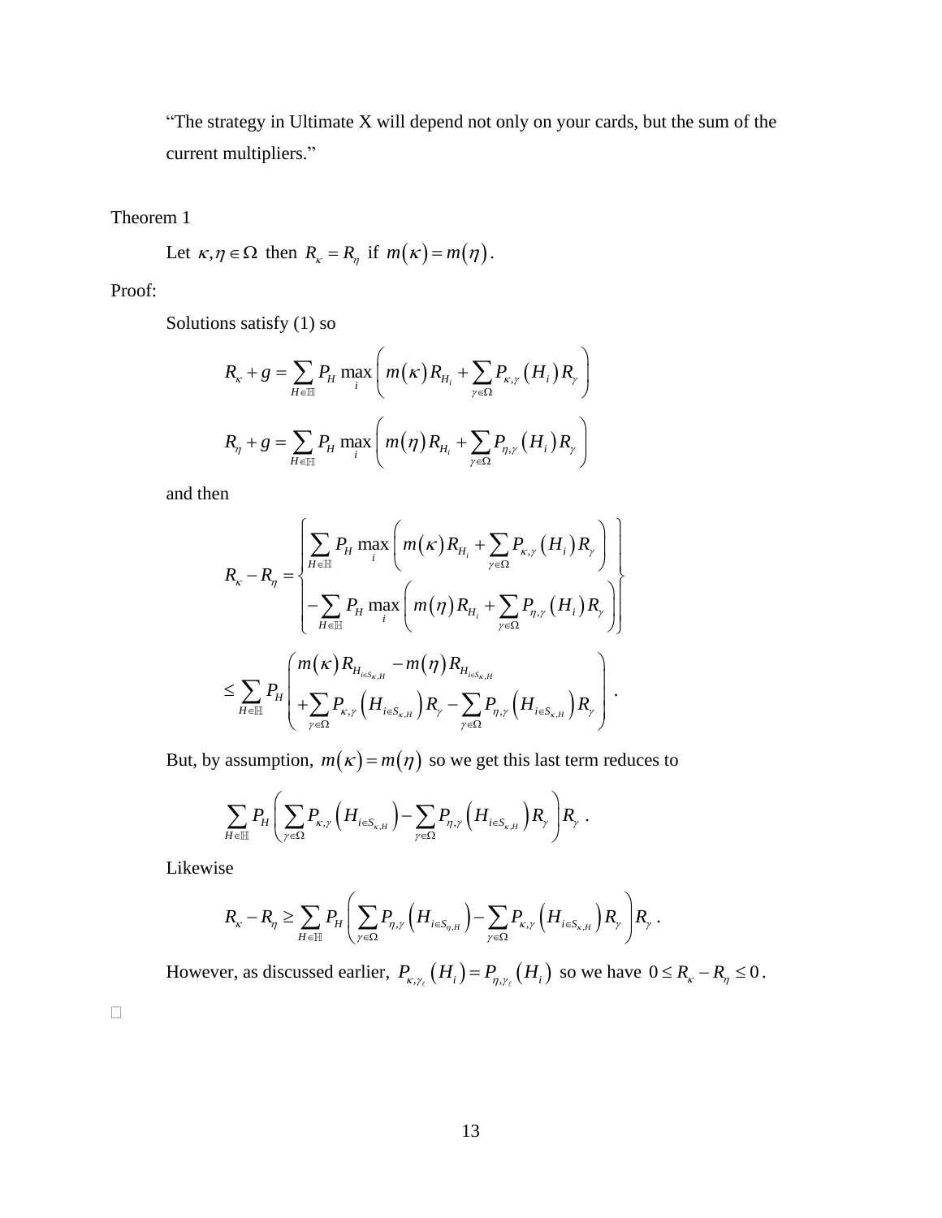"The strategy in Ultimate X will depend not only on your cards, but the sum of the current multipliers."

Theorem 1

Let $\kappa, \eta \in \Omega$ then $R_\kappa = R_\eta$ if $m(\kappa) = m(\eta)$.

Proof:

Solutions satisfy (1) so

$$R_\kappa + g = \sum_{H \in \mathbb{H}} P_H \max_i \left( m(\kappa) R_{H_i} + \sum_{\gamma \in \Omega} P_{\kappa,\gamma}(H_i) R_\gamma \right)$$

$$R_\eta + g = \sum_{H \in \mathbb{H}} P_H \max_i \left( m(\eta) R_{H_i} + \sum_{\gamma \in \Omega} P_{\eta,\gamma}(H_i) R_\gamma \right)$$

and then

$$R_\kappa - R_\eta = \left\{ \begin{array}{l} \sum_{H \in \mathbb{H}} P_H \max_i \left( m(\kappa) R_{H_i} + \sum_{\gamma \in \Omega} P_{\kappa,\gamma}(H_i) R_\gamma \right) \\ - \sum_{H \in \mathbb{H}} P_H \max_i \left( m(\eta) R_{H_i} + \sum_{\gamma \in \Omega} P_{\eta,\gamma}(H_i) R_\gamma \right) \end{array} \right\}$$

$$\leq \sum_{H \in \mathbb{H}} P_H \left( \begin{array}{l} m(\kappa) R_{H_{i \in S_{\kappa,H}}} - m(\eta) R_{H_{i \in S_{\kappa,H}}} \\ + \sum_{\gamma \in \Omega} P_{\kappa,\gamma}\left(H_{i \in S_{\kappa,H}}\right) R_\gamma - \sum_{\gamma \in \Omega} P_{\eta,\gamma}\left(H_{i \in S_{\kappa,H}}\right) R_\gamma \end{array} \right).$$

But, by assumption, $m(\kappa) = m(\eta)$ so we get this last term reduces to

$$\sum_{H \in \mathbb{H}} P_H \left( \sum_{\gamma \in \Omega} P_{\kappa,\gamma}\left(H_{i \in S_{\kappa,H}}\right) - \sum_{\gamma \in \Omega} P_{\eta,\gamma}\left(H_{i \in S_{\kappa,H}}\right) R_\gamma \right) R_\gamma .$$

Likewise

$$R_\kappa - R_\eta \geq \sum_{H \in \mathbb{H}} P_H \left( \sum_{\gamma \in \Omega} P_{\eta,\gamma}\left(H_{i \in S_{\eta,H}}\right) - \sum_{\gamma \in \Omega} P_{\kappa,\gamma}\left(H_{i \in S_{\kappa,H}}\right) R_\gamma \right) R_\gamma .$$

However, as discussed earlier, $P_{\kappa,\gamma_\ell}(H_i) = P_{\eta,\gamma_\ell}(H_i)$ so we have $0 \leq R_\kappa - R_\eta \leq 0$.

□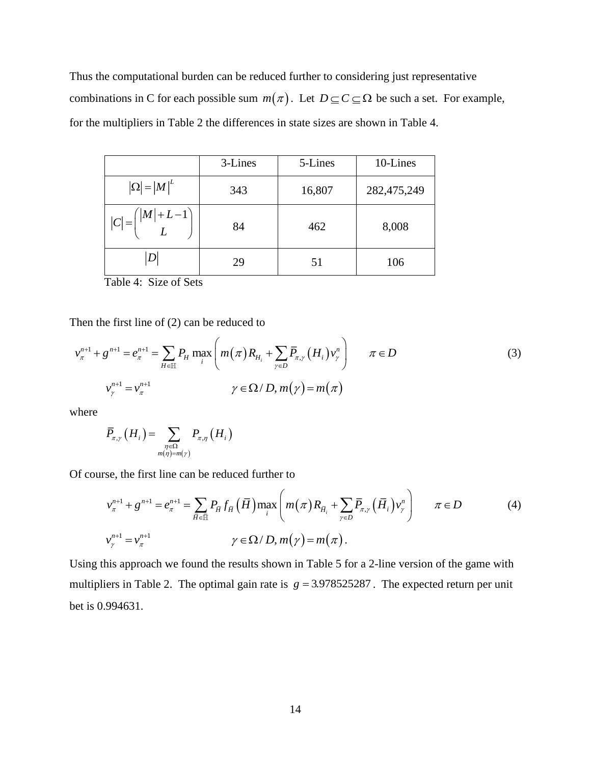Thus the computational burden can be reduced further to considering just representative combinations in C for each possible sum $m(\pi)$. Let $D \subseteq C \subseteq \Omega$ be such a set. For example, for the multipliers in Table 2 the differences in state sizes are shown in Table 4.

|  | 3-Lines | 5-Lines | 10-Lines |
|---|---|---|---|
| $\lvert\Omega\rvert = \lvert M\rvert^L$ | 343 | 16,807 | 282,475,249 |
| $\lvert C\rvert = \binom{\lvert M\rvert + L - 1}{L}$ | 84 | 462 | 8,008 |
| $\lvert D\rvert$ | 29 | 51 | 106 |

Table 4: Size of Sets

Then the first line of (2) can be reduced to

$$
\begin{aligned}
v_\pi^{n+1} + g^{n+1} = e_\pi^{n+1} &= \sum_{H \in \mathbb{H}} P_H \max_i \left( m(\pi) R_{H_i} + \sum_{\gamma \in D} \bar{P}_{\pi,\gamma}(H_i) v_\gamma^n \right) \qquad \pi \in D \\
v_\gamma^{n+1} &= v_\pi^{n+1} \qquad\qquad \gamma \in \Omega / D, m(\gamma) = m(\pi)
\end{aligned}
\tag{3}
$$

where

$$
\bar{P}_{\pi,\gamma}(H_i) = \sum_{\substack{\eta \in \Omega \\ m(\eta) = m(\gamma)}} P_{\pi,\eta}(H_i)
$$

Of course, the first line can be reduced further to

$$
\begin{aligned}
v_\pi^{n+1} + g^{n+1} = e_\pi^{n+1} &= \sum_{\bar{H} \in \bar{\mathbb{H}}} P_{\bar{H}} f_{\bar{H}}(\bar{H}) \max_i \left( m(\pi) R_{\bar{H}_i} + \sum_{\gamma \in D} \bar{P}_{\pi,\gamma}(\bar{H}_i) v_\gamma^n \right) \qquad \pi \in D \\
v_\gamma^{n+1} &= v_\pi^{n+1} \qquad\qquad \gamma \in \Omega / D, m(\gamma) = m(\pi).
\end{aligned}
\tag{4}
$$

Using this approach we found the results shown in Table 5 for a 2-line version of the game with multipliers in Table 2. The optimal gain rate is $g = 3.978525287$. The expected return per unit bet is 0.994631.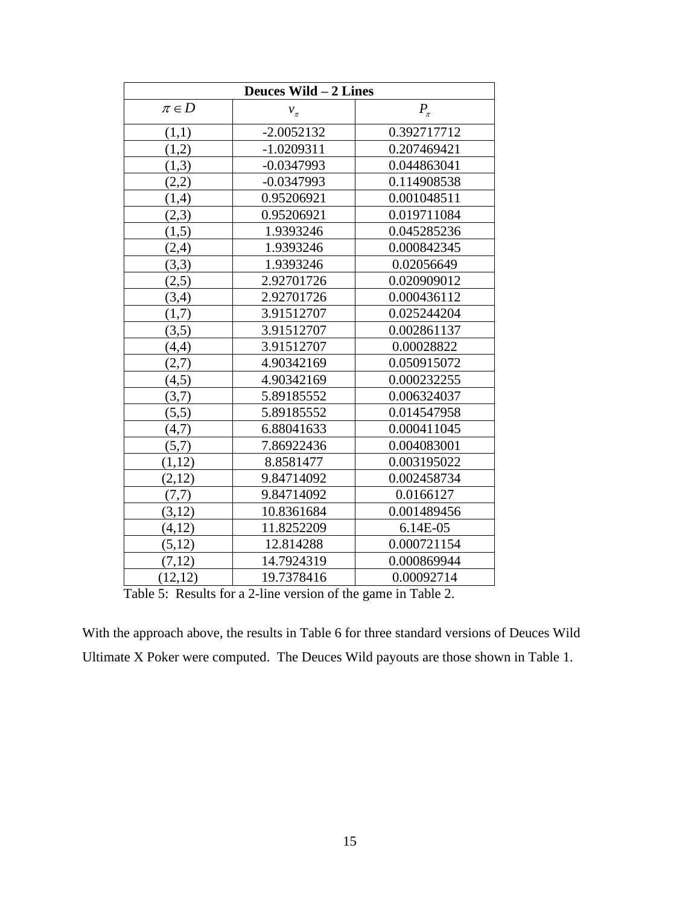| Deuces Wild – 2 Lines | | |
|---|---|---|
| $\pi \in D$ | $v_\pi$ | $P_\pi$ |
| (1,1) | -2.0052132 | 0.392717712 |
| (1,2) | -1.0209311 | 0.207469421 |
| (1,3) | -0.0347993 | 0.044863041 |
| (2,2) | -0.0347993 | 0.114908538 |
| (1,4) | 0.95206921 | 0.001048511 |
| (2,3) | 0.95206921 | 0.019711084 |
| (1,5) | 1.9393246 | 0.045285236 |
| (2,4) | 1.9393246 | 0.000842345 |
| (3,3) | 1.9393246 | 0.02056649 |
| (2,5) | 2.92701726 | 0.020909012 |
| (3,4) | 2.92701726 | 0.000436112 |
| (1,7) | 3.91512707 | 0.025244204 |
| (3,5) | 3.91512707 | 0.002861137 |
| (4,4) | 3.91512707 | 0.00028822 |
| (2,7) | 4.90342169 | 0.050915072 |
| (4,5) | 4.90342169 | 0.000232255 |
| (3,7) | 5.89185552 | 0.006324037 |
| (5,5) | 5.89185552 | 0.014547958 |
| (4,7) | 6.88041633 | 0.000411045 |
| (5,7) | 7.86922436 | 0.004083001 |
| (1,12) | 8.8581477 | 0.003195022 |
| (2,12) | 9.84714092 | 0.002458734 |
| (7,7) | 9.84714092 | 0.0166127 |
| (3,12) | 10.8361684 | 0.001489456 |
| (4,12) | 11.8252209 | 6.14E-05 |
| (5,12) | 12.814288 | 0.000721154 |
| (7,12) | 14.7924319 | 0.000869944 |
| (12,12) | 19.7378416 | 0.00092714 |

Table 5: Results for a 2-line version of the game in Table 2.

With the approach above, the results in Table 6 for three standard versions of Deuces Wild Ultimate X Poker were computed. The Deuces Wild payouts are those shown in Table 1.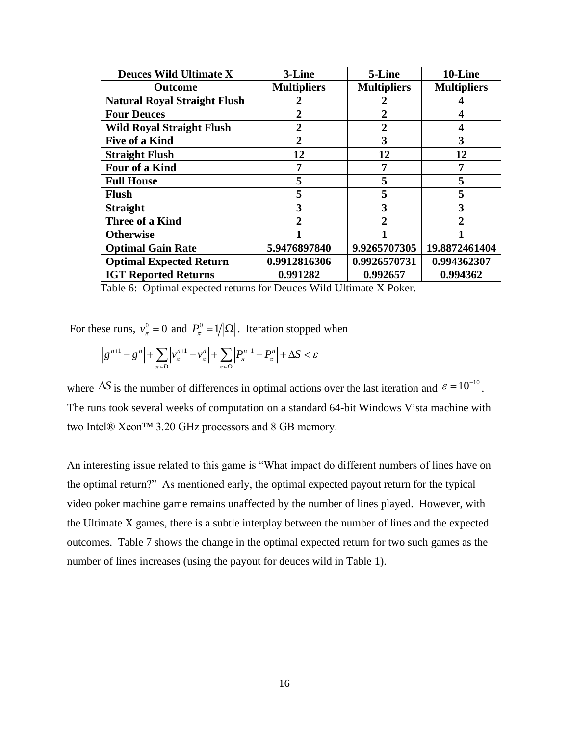| **Deuces Wild Ultimate X Outcome** | **3-Line Multipliers** | **5-Line Multipliers** | **10-Line Multipliers** |
|---|---|---|---|
| **Natural Royal Straight Flush** | **2** | **2** | **4** |
| **Four Deuces** | **2** | **2** | **4** |
| **Wild Royal Straight Flush** | **2** | **2** | **4** |
| **Five of a Kind** | **2** | **3** | **3** |
| **Straight Flush** | **12** | **12** | **12** |
| **Four of a Kind** | **7** | **7** | **7** |
| **Full House** | **5** | **5** | **5** |
| **Flush** | **5** | **5** | **5** |
| **Straight** | **3** | **3** | **3** |
| **Three of a Kind** | **2** | **2** | **2** |
| **Otherwise** | **1** | **1** | **1** |
| **Optimal Gain Rate** | **5.9476897840** | **9.9265707305** | **19.8872461404** |
| **Optimal Expected Return** | **0.9912816306** | **0.9926570731** | **0.994362307** |
| **IGT Reported Returns** | **0.991282** | **0.992657** | **0.994362** |

Table 6: Optimal expected returns for Deuces Wild Ultimate X Poker.

For these runs, $v_\pi^0 = 0$ and $P_\pi^0 = 1/|\Omega|$. Iteration stopped when

$$\left|g^{n+1} - g^n\right| + \sum_{\pi \in D}\left|v_\pi^{n+1} - v_\pi^n\right| + \sum_{\pi \in \Omega}\left|P_\pi^{n+1} - P_\pi^n\right| + \Delta S < \varepsilon$$

where $\Delta S$ is the number of differences in optimal actions over the last iteration and $\varepsilon = 10^{-10}$. The runs took several weeks of computation on a standard 64-bit Windows Vista machine with two Intel® Xeon™ 3.20 GHz processors and 8 GB memory.

An interesting issue related to this game is "What impact do different numbers of lines have on the optimal return?" As mentioned early, the optimal expected payout return for the typical video poker machine game remains unaffected by the number of lines played. However, with the Ultimate X games, there is a subtle interplay between the number of lines and the expected outcomes. Table 7 shows the change in the optimal expected return for two such games as the number of lines increases (using the payout for deuces wild in Table 1).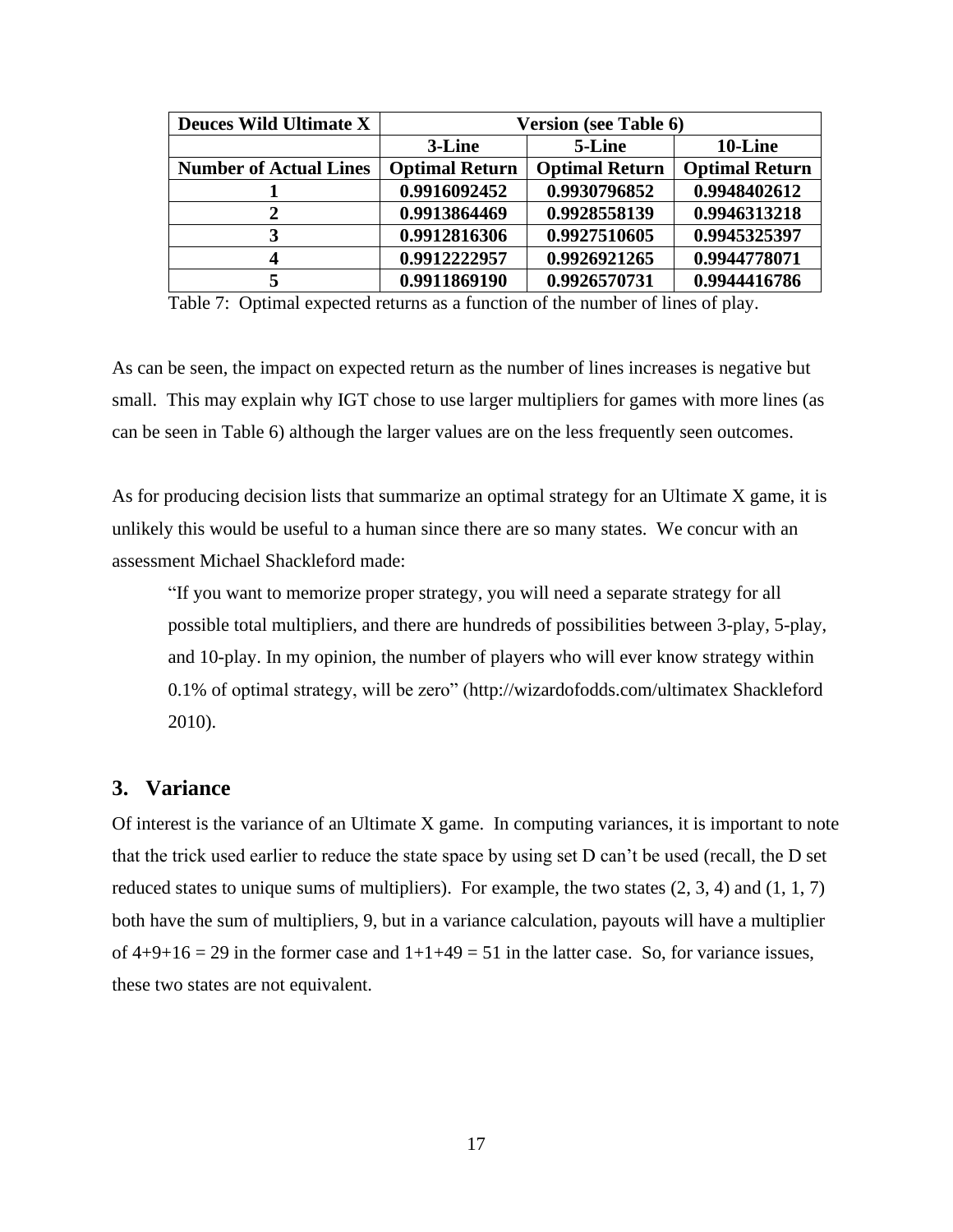| **Deuces Wild Ultimate X** | **Version (see Table 6)** | | |
|---|---|---|---|
| | **3-Line** | **5-Line** | **10-Line** |
| **Number of Actual Lines** | **Optimal Return** | **Optimal Return** | **Optimal Return** |
| **1** | **0.9916092452** | **0.9930796852** | **0.9948402612** |
| **2** | **0.9913864469** | **0.9928558139** | **0.9946313218** |
| **3** | **0.9912816306** | **0.9927510605** | **0.9945325397** |
| **4** | **0.9912222957** | **0.9926921265** | **0.9944778071** |
| **5** | **0.9911869190** | **0.9926570731** | **0.9944416786** |

Table 7: Optimal expected returns as a function of the number of lines of play.

As can be seen, the impact on expected return as the number of lines increases is negative but small. This may explain why IGT chose to use larger multipliers for games with more lines (as can be seen in Table 6) although the larger values are on the less frequently seen outcomes.

As for producing decision lists that summarize an optimal strategy for an Ultimate X game, it is unlikely this would be useful to a human since there are so many states. We concur with an assessment Michael Shackleford made:

> "If you want to memorize proper strategy, you will need a separate strategy for all possible total multipliers, and there are hundreds of possibilities between 3-play, 5-play, and 10-play. In my opinion, the number of players who will ever know strategy within 0.1% of optimal strategy, will be zero" (http://wizardofodds.com/ultimatex Shackleford 2010).

## 3. Variance

Of interest is the variance of an Ultimate X game. In computing variances, it is important to note that the trick used earlier to reduce the state space by using set D can't be used (recall, the D set reduced states to unique sums of multipliers). For example, the two states (2, 3, 4) and (1, 1, 7) both have the sum of multipliers, 9, but in a variance calculation, payouts will have a multiplier of 4+9+16 = 29 in the former case and 1+1+49 = 51 in the latter case. So, for variance issues, these two states are not equivalent.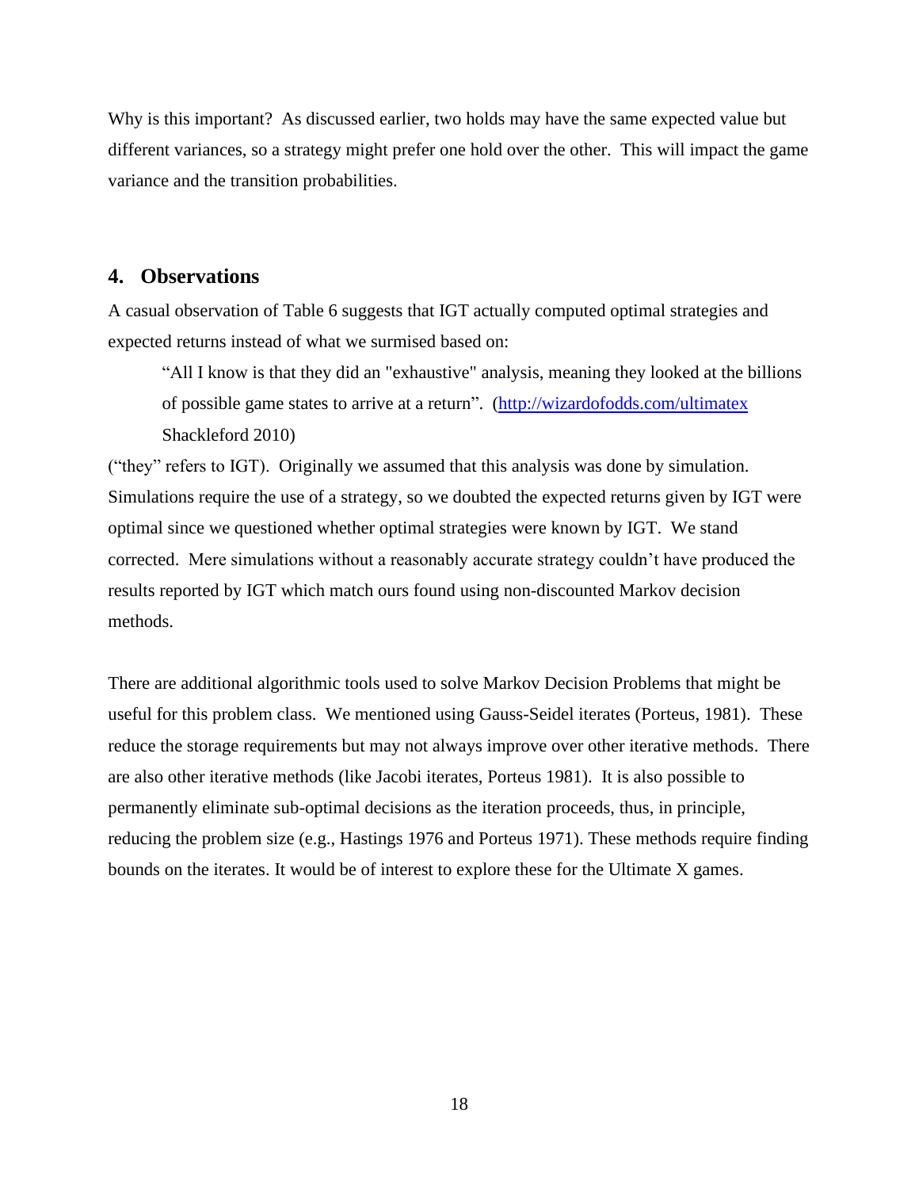Why is this important? As discussed earlier, two holds may have the same expected value but different variances, so a strategy might prefer one hold over the other. This will impact the game variance and the transition probabilities.

## 4. Observations

A casual observation of Table 6 suggests that IGT actually computed optimal strategies and expected returns instead of what we surmised based on:

> "All I know is that they did an "exhaustive" analysis, meaning they looked at the billions of possible game states to arrive at a return". ([http://wizardofodds.com/ultimatex](http://wizardofodds.com/ultimatex) Shackleford 2010)

("they" refers to IGT). Originally we assumed that this analysis was done by simulation. Simulations require the use of a strategy, so we doubted the expected returns given by IGT were optimal since we questioned whether optimal strategies were known by IGT. We stand corrected. Mere simulations without a reasonably accurate strategy couldn't have produced the results reported by IGT which match ours found using non-discounted Markov decision methods.

There are additional algorithmic tools used to solve Markov Decision Problems that might be useful for this problem class. We mentioned using Gauss-Seidel iterates (Porteus, 1981). These reduce the storage requirements but may not always improve over other iterative methods. There are also other iterative methods (like Jacobi iterates, Porteus 1981). It is also possible to permanently eliminate sub-optimal decisions as the iteration proceeds, thus, in principle, reducing the problem size (e.g., Hastings 1976 and Porteus 1971). These methods require finding bounds on the iterates. It would be of interest to explore these for the Ultimate X games.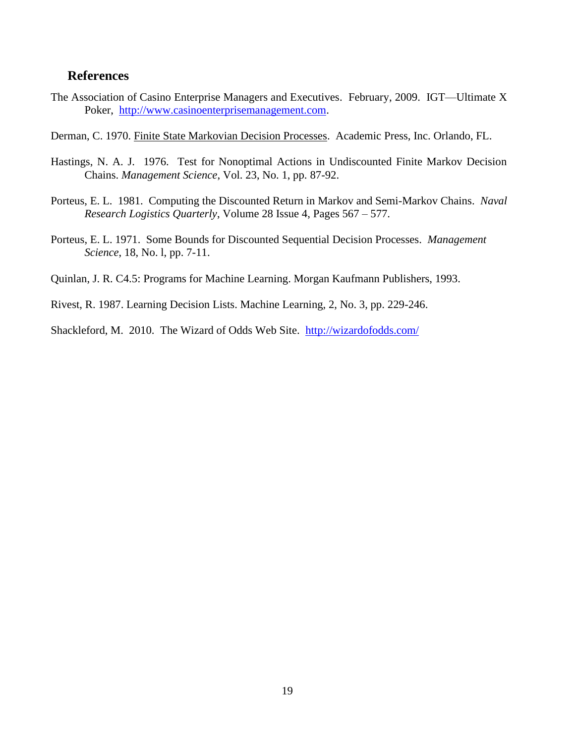## References

The Association of Casino Enterprise Managers and Executives. February, 2009. IGT—Ultimate X Poker, http://www.casinoenterprisemanagement.com.

Derman, C. 1970. Finite State Markovian Decision Processes. Academic Press, Inc. Orlando, FL.

Hastings, N. A. J. 1976. Test for Nonoptimal Actions in Undiscounted Finite Markov Decision Chains. *Management Science*, Vol. 23, No. 1, pp. 87-92.

Porteus, E. L. 1981. Computing the Discounted Return in Markov and Semi-Markov Chains. *Naval Research Logistics Quarterly*, Volume 28 Issue 4, Pages 567 – 577.

Porteus, E. L. 1971. Some Bounds for Discounted Sequential Decision Processes. *Management Science*, 18, No. l, pp. 7-11.

Quinlan, J. R. C4.5: Programs for Machine Learning. Morgan Kaufmann Publishers, 1993.

Rivest, R. 1987. Learning Decision Lists. Machine Learning, 2, No. 3, pp. 229-246.

Shackleford, M. 2010. The Wizard of Odds Web Site. http://wizardofodds.com/